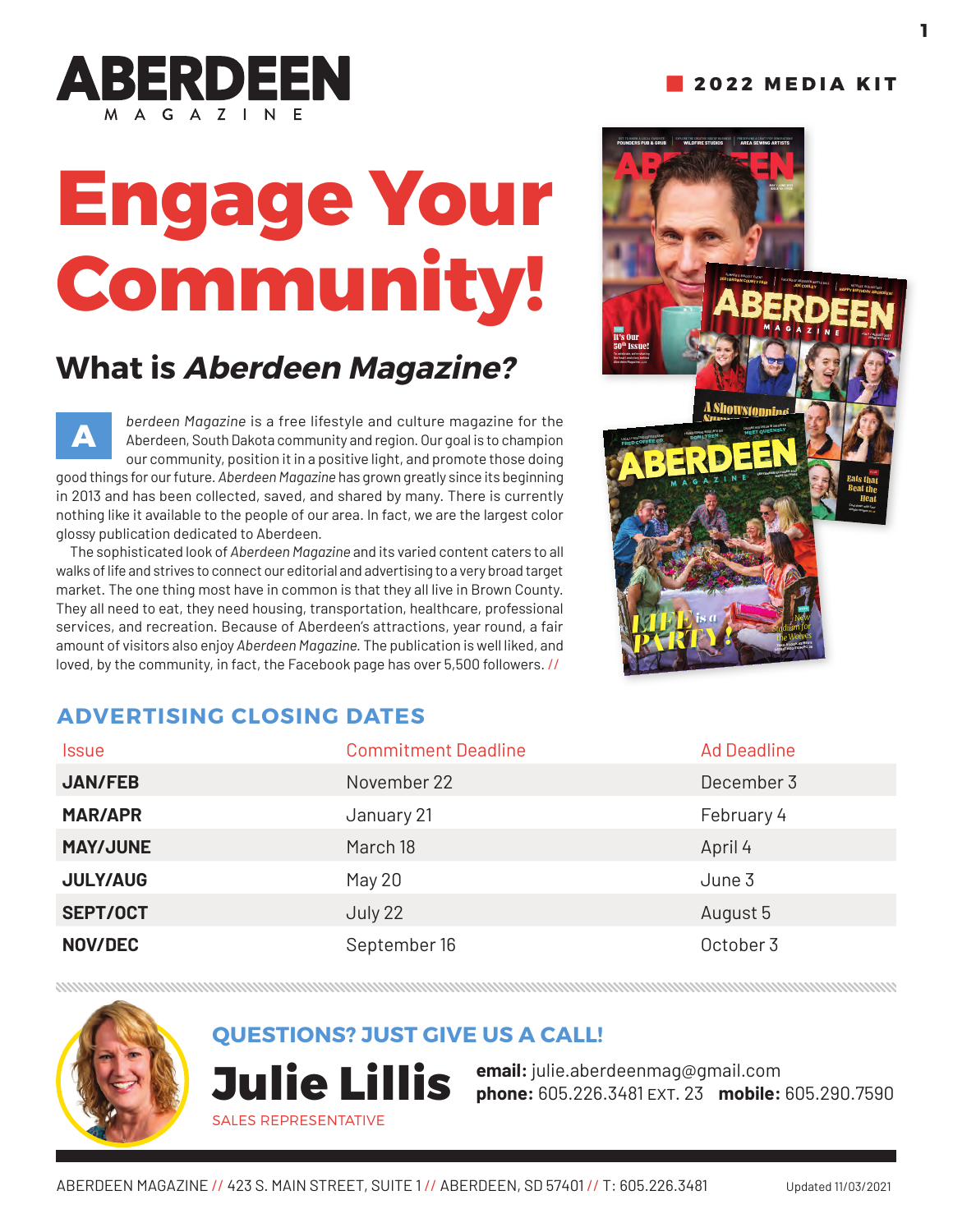# ABERDEEN MAGAZINE

2022 MEDIA KIT

# Engage Your Community!

## What is *Aberdeen Magazine?*

*Aberdeen Magazine* is a free lifestyle and culture magazine for the Aberdeen, South Dakota community and region. Our goal is to champion our community, position it in a positive light, and promote those doing good things for our future. *Aberdeen Magazine* has grown greatly since its beginning in 2013 and has been collected, saved, and shared by many. There is currently nothing like it available to the people of our area. In fact, we are the largest color glossy publication dedicated to Aberdeen.

The sophisticated look of *Aberdeen Magazine* and its varied content caters to all walks of life and strives to connect our editorial and advertising to a very broad target market. The one thing most have in common is that they all live in Brown County. They all need to eat, they need housing, transportation, healthcare, professional services, and recreation. Because of Aberdeen's attractions, year round, a fair amount of visitors also enjoy *Aberdeen Magazine.* The publication is well liked, and loved, by the community, in fact, the Facebook page has over 5,500 followers. //

## ADVERTISING CLOSING DATES

| Issue | Commitment Deadline | Ad Deadline |
|---|---|---|
| **JAN/FEB** | November 22 | December 3 |
| **MAR/APR** | January 21 | February 4 |
| **MAY/JUNE** | March 18 | April 4 |
| **JULY/AUG** | May 20 | June 3 |
| **SEPT/OCT** | July 22 | August 5 |
| **NOV/DEC** | September 16 | October 3 |

## QUESTIONS? JUST GIVE US A CALL!

**Julie Lillis**
SALES REPRESENTATIVE

**email:** julie.aberdeenmag@gmail.com
**phone:** 605.226.3481 EXT. 23 **mobile:** 605.290.7590

ABERDEEN MAGAZINE // 423 S. MAIN STREET, SUITE 1 // ABERDEEN, SD 57401 // T: 605.226.3481

Updated 11/03/2021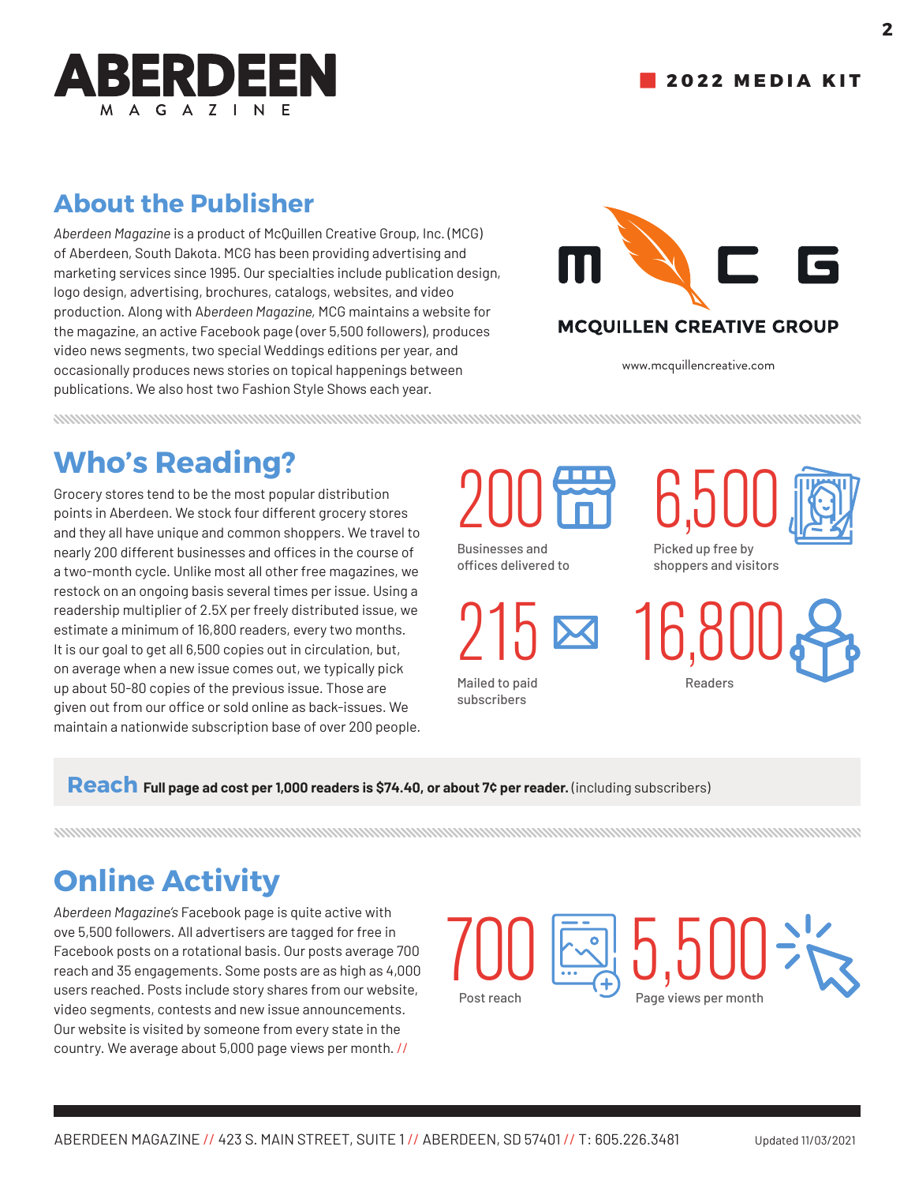# ABERDEEN MAGAZINE

**2022 MEDIA KIT**

## About the Publisher

*Aberdeen Magazine* is a product of McQuillen Creative Group, Inc. (MCG) of Aberdeen, South Dakota. MCG has been providing advertising and marketing services since 1995. Our specialties include publication design, logo design, advertising, brochures, catalogs, websites, and video production. Along with *Aberdeen Magazine,* MCG maintains a website for the magazine, an active Facebook page (over 5,500 followers), produces video news segments, two special Weddings editions per year, and occasionally produces news stories on topical happenings between publications. We also host two Fashion Style Shows each year.

MCQUILLEN CREATIVE GROUP

www.mcquillencreative.com

## Who's Reading?

Grocery stores tend to be the most popular distribution points in Aberdeen. We stock four different grocery stores and they all have unique and common shoppers. We travel to nearly 200 different businesses and offices in the course of a two-month cycle. Unlike most all other free magazines, we restock on an ongoing basis several times per issue. Using a readership multiplier of 2.5X per freely distributed issue, we estimate a minimum of 16,800 readers, every two months. It is our goal to get all 6,500 copies out in circulation, but, on average when a new issue comes out, we typically pick up about 50-80 copies of the previous issue. Those are given out from our office or sold online as back-issues. We maintain a nationwide subscription base of over 200 people.

- **200** Businesses and offices delivered to
- **6,500** Picked up free by shoppers and visitors
- **215** Mailed to paid subscribers
- **16,800** Readers

**Reach** **Full page ad cost per 1,000 readers is $74.40, or about 7¢ per reader.** (including subscribers)

## Online Activity

*Aberdeen Magazine's* Facebook page is quite active with ove 5,500 followers. All advertisers are tagged for free in Facebook posts on a rotational basis. Our posts average 700 reach and 35 engagements. Some posts are as high as 4,000 users reached. Posts include story shares from our website, video segments, contests and new issue announcements. Our website is visited by someone from every state in the country. We average about 5,000 page views per month. //

- **700** Post reach
- **5,500** Page views per month

ABERDEEN MAGAZINE // 423 S. MAIN STREET, SUITE 1 // ABERDEEN, SD 57401 // T: 605.226.3481

Updated 11/03/2021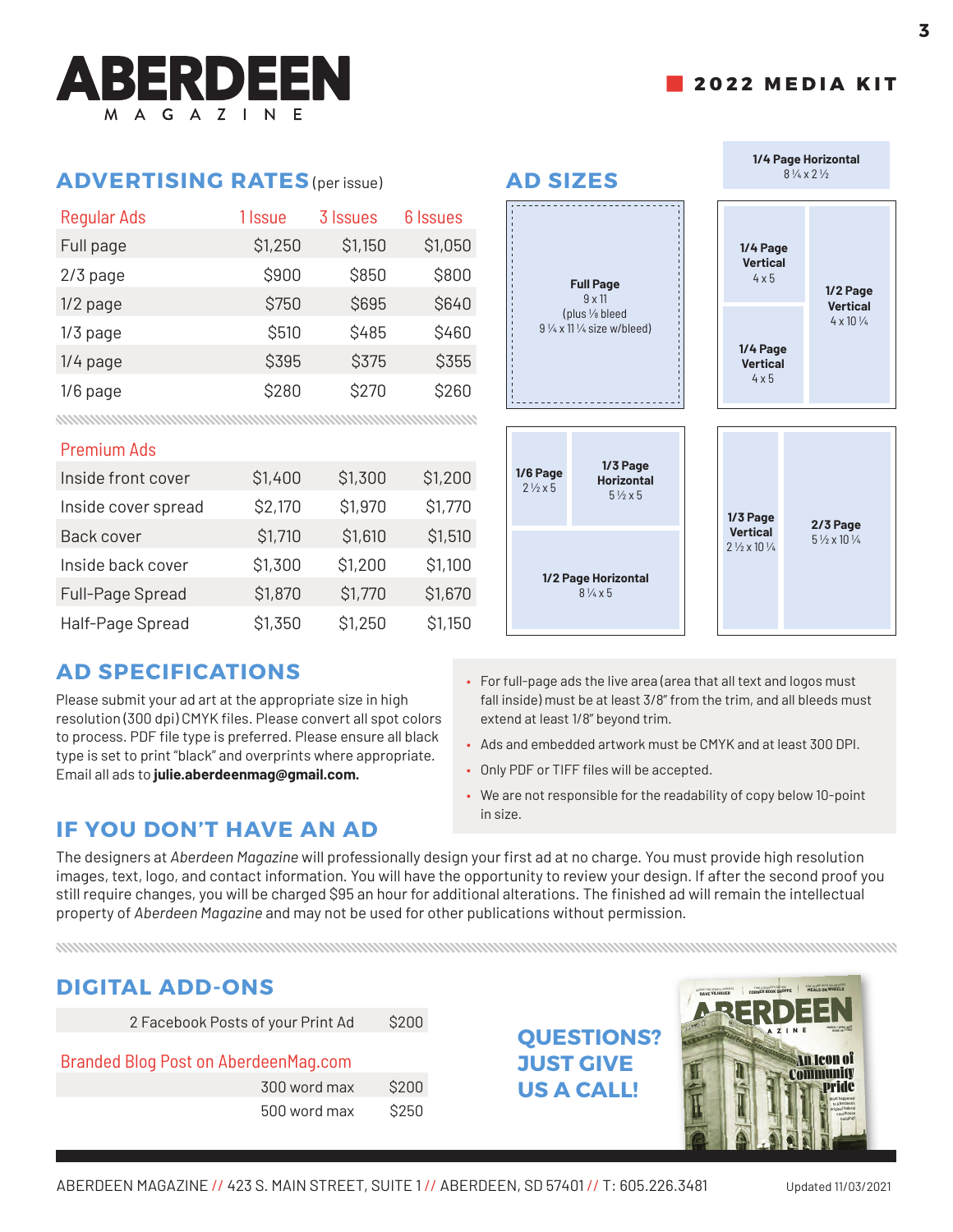# ABERDEEN MAGAZINE

■ 2022 MEDIA KIT

## ADVERTISING RATES (per issue)

| Regular Ads | 1 Issue | 3 Issues | 6 Issues |
|---|---|---|---|
| Full page | $1,250 | $1,150 | $1,050 |
| 2/3 page | $900 | $850 | $800 |
| 1/2 page | $750 | $695 | $640 |
| 1/3 page | $510 | $485 | $460 |
| 1/4 page | $395 | $375 | $355 |
| 1/6 page | $280 | $270 | $260 |

| Premium Ads | 1 Issue | 3 Issues | 6 Issues |
|---|---|---|---|
| Inside front cover | $1,400 | $1,300 | $1,200 |
| Inside cover spread | $2,170 | $1,970 | $1,770 |
| Back cover | $1,710 | $1,610 | $1,510 |
| Inside back cover | $1,300 | $1,200 | $1,100 |
| Full-Page Spread | $1,870 | $1,770 | $1,670 |
| Half-Page Spread | $1,350 | $1,250 | $1,150 |

## AD SIZES

- **Full Page** 9 x 11 (plus 1/8 bleed 9 1/4 x 11 1/4 size w/bleed)
- **1/4 Page Horizontal** 8 1/4 x 2 1/2
- **1/4 Page Vertical** 4 x 5
- **1/4 Page Vertical** 4 x 5
- **1/2 Page Vertical** 4 x 10 1/4
- **1/6 Page** 2 1/2 x 5
- **1/3 Page Horizontal** 5 1/2 x 5
- **1/2 Page Horizontal** 8 1/4 x 5
- **1/3 Page Vertical** 2 1/2 x 10 1/4
- **2/3 Page** 5 1/2 x 10 1/4

## AD SPECIFICATIONS

Please submit your ad art at the appropriate size in high resolution (300 dpi) CMYK files. Please convert all spot colors to process. PDF file type is preferred. Please ensure all black type is set to print "black" and overprints where appropriate. Email all ads to **julie.aberdeenmag@gmail.com.**

- For full-page ads the live area (area that all text and logos must fall inside) must be at least 3/8" from the trim, and all bleeds must extend at least 1/8" beyond trim.
- Ads and embedded artwork must be CMYK and at least 300 DPI.
- Only PDF or TIFF files will be accepted.
- We are not responsible for the readability of copy below 10-point in size.

## IF YOU DON'T HAVE AN AD

The designers at *Aberdeen Magazine* will professionally design your first ad at no charge. You must provide high resolution images, text, logo, and contact information. You will have the opportunity to review your design. If after the second proof you still require changes, you will be charged $95 an hour for additional alterations. The finished ad will remain the intellectual property of *Aberdeen Magazine* and may not be used for other publications without permission.

## DIGITAL ADD-ONS

| | |
|---|---|
| 2 Facebook Posts of your Print Ad | $200 |

| Branded Blog Post on AberdeenMag.com | |
|---|---|
| 300 word max | $200 |
| 500 word max | $250 |

**QUESTIONS? JUST GIVE US A CALL!**

ABERDEEN MAGAZINE // 423 S. MAIN STREET, SUITE 1 // ABERDEEN, SD 57401 // T: 605.226.3481

Updated 11/03/2021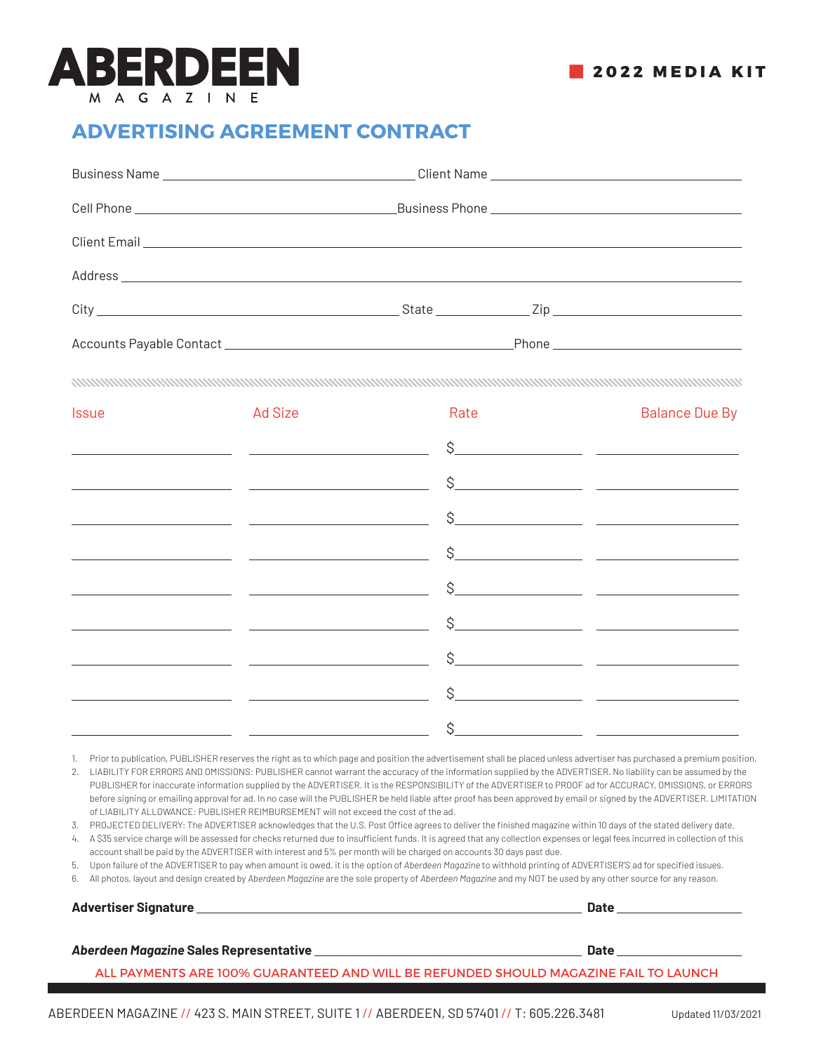# ABERDEEN MAGAZINE

2022 MEDIA KIT

## ADVERTISING AGREEMENT CONTRACT

Business Name ______________________ Client Name ______________________

Cell Phone ______________________ Business Phone ______________________

Client Email ______________________________________________

Address ______________________________________________

City ______________________ State __________ Zip ______________

Accounts Payable Contact ______________________ Phone ______________

| Issue | Ad Size | Rate | Balance Due By |
|---|---|---|---|
| | | $ | |
| | | $ | |
| | | $ | |
| | | $ | |
| | | $ | |
| | | $ | |
| | | $ | |
| | | $ | |
| | | $ | |

1. Prior to publication, PUBLISHER reserves the right as to which page and position the advertisement shall be placed unless advertiser has purchased a premium position.
2. LIABILITY FOR ERRORS AND OMISSIONS: PUBLISHER cannot warrant the accuracy of the information supplied by the ADVERTISER. No liability can be assumed by the PUBLISHER for inaccurate information supplied by the ADVERTISER. It is the RESPONSIBILITY of the ADVERTISER to PROOF ad for ACCURACY, OMISSIONS, or ERRORS before signing or emailing approval for ad. In no case will the PUBLISHER be held liable after proof has been approved by email or signed by the ADVERTISER. LIMITATION of LIABILITY ALLOWANCE: PUBLISHER REIMBURSEMENT will not exceed the cost of the ad.
3. PROJECTED DELIVERY: The ADVERTISER acknowledges that the U.S. Post Office agrees to deliver the finished magazine within 10 days of the stated delivery date.
4. A $35 service charge will be assessed for checks returned due to insufficient funds. It is agreed that any collection expenses or legal fees incurred in collection of this account shall be paid by the ADVERTISER with interest and 5% per month will be charged on accounts 30 days past due.
5. Upon failure of the ADVERTISER to pay when amount is owed, it is the option of *Aberdeen Magazine* to withhold printing of ADVERTISER'S ad for specified issues.
6. All photos, layout and design created by *Aberdeen Magazine* are the sole property of *Aberdeen Magazine* and my NOT be used by any other source for any reason.

**Advertiser Signature** ______________________________ **Date** ______________

***Aberdeen Magazine* Sales Representative** ______________________________ **Date** ______________

ALL PAYMENTS ARE 100% GUARANTEED AND WILL BE REFUNDED SHOULD MAGAZINE FAIL TO LAUNCH

ABERDEEN MAGAZINE // 423 S. MAIN STREET, SUITE 1 // ABERDEEN, SD 57401 // T: 605.226.3481

Updated 11/03/2021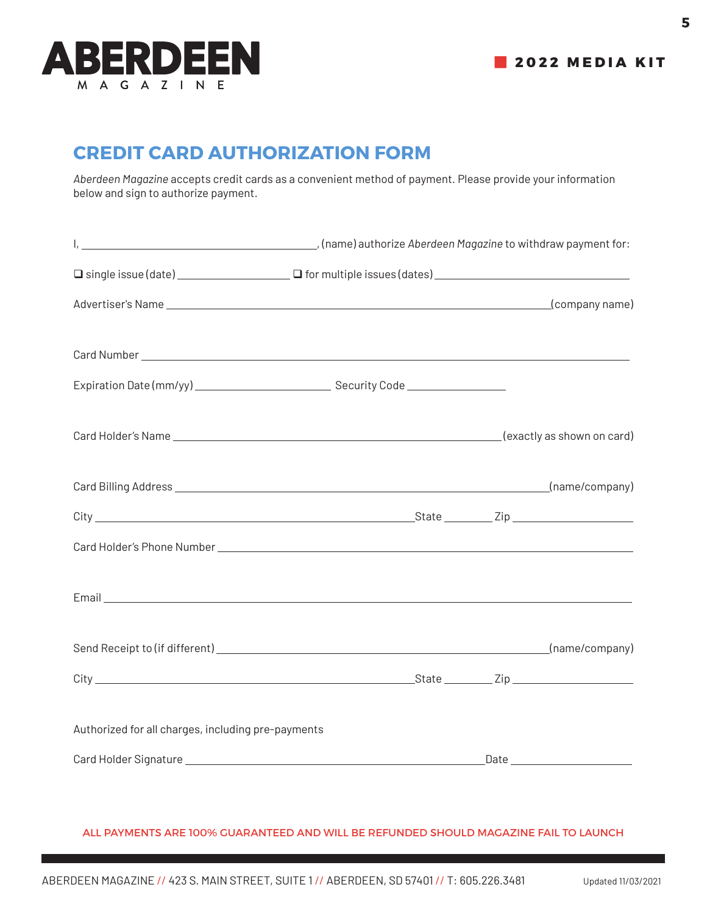ABERDEEN

MAGAZINE

2022 MEDIA KIT

## CREDIT CARD AUTHORIZATION FORM

*Aberdeen Magazine* accepts credit cards as a convenient method of payment. Please provide your information below and sign to authorize payment.

I, ________________________________, (name) authorize *Aberdeen Magazine* to withdraw payment for:

❑ single issue (date) _______________ ❑ for multiple issues (dates) ______________________________

Advertiser's Name ______________________________________________________(company name)

Card Number ______________________________________________________________________

Expiration Date (mm/yy) __________________ Security Code _____________

Card Holder's Name ____________________________________________(exactly as shown on card)

Card Billing Address ____________________________________________________(name/company)

City __________________________________________State _______ Zip ________________

Card Holder's Phone Number _____________________________________________________

Email ____________________________________________________________________________

Send Receipt to (if different) ____________________________________________(name/company)

City __________________________________________State _______ Zip ________________

Authorized for all charges, including pre-payments

Card Holder Signature ________________________________________Date _________________

ALL PAYMENTS ARE 100% GUARANTEED AND WILL BE REFUNDED SHOULD MAGAZINE FAIL TO LAUNCH

ABERDEEN MAGAZINE // 423 S. MAIN STREET, SUITE 1 // ABERDEEN, SD 57401 // T: 605.226.3481

Updated 11/03/2021